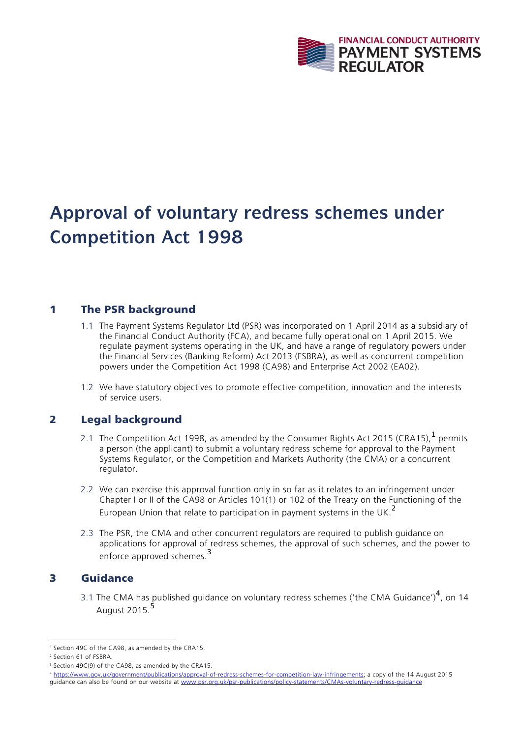# Approval of voluntary redress schemes under Competition Act 1998

## 1 The PSR background

1.1 The Payment Systems Regulator Ltd (PSR) was incorporated on 1 April 2014 as a subsidiary of the Financial Conduct Authority (FCA), and became fully operational on 1 April 2015. We regulate payment systems operating in the UK, and have a range of regulatory powers under the Financial Services (Banking Reform) Act 2013 (FSBRA), as well as concurrent competition powers under the Competition Act 1998 (CA98) and Enterprise Act 2002 (EA02).

1.2 We have statutory objectives to promote effective competition, innovation and the interests of service users.

## 2 Legal background

2.1 The Competition Act 1998, as amended by the Consumer Rights Act 2015 (CRA15),[1] permits a person (the applicant) to submit a voluntary redress scheme for approval to the Payment Systems Regulator, or the Competition and Markets Authority (the CMA) or a concurrent regulator.

2.2 We can exercise this approval function only in so far as it relates to an infringement under Chapter I or II of the CA98 or Articles 101(1) or 102 of the Treaty on the Functioning of the European Union that relate to participation in payment systems in the UK.[2]

2.3 The PSR, the CMA and other concurrent regulators are required to publish guidance on applications for approval of redress schemes, the approval of such schemes, and the power to enforce approved schemes.[3]

## 3 Guidance

3.1 The CMA has published guidance on voluntary redress schemes ('the CMA Guidance')[4], on 14 August 2015.[5]

---

[1] Section 49C of the CA98, as amended by the CRA15.

[2] Section 61 of FSBRA.

[3] Section 49C(9) of the CA98, as amended by the CRA15.

[4] https://www.gov.uk/government/publications/approval-of-redress-schemes-for-competition-law-infringements; a copy of the 14 August 2015 guidance can also be found on our website at www.psr.org.uk/psr-publications/policy-statements/CMAs-voluntary-redress-guidance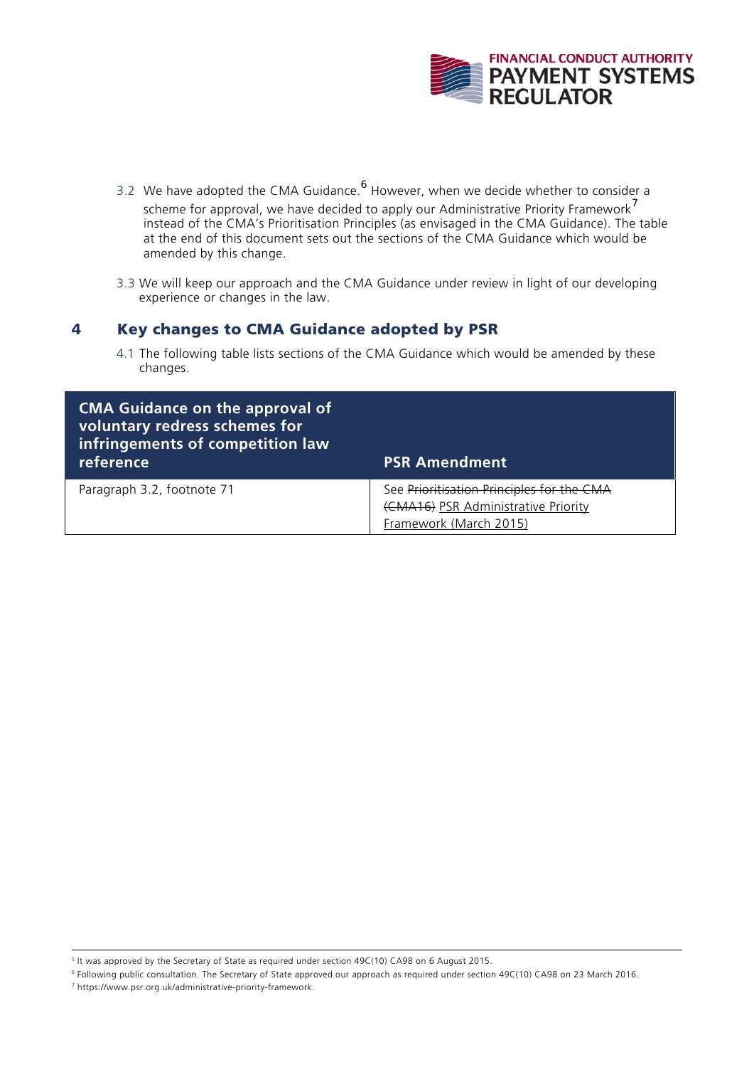3.2 We have adopted the CMA Guidance.[6] However, when we decide whether to consider a scheme for approval, we have decided to apply our Administrative Priority Framework[7] instead of the CMA's Prioritisation Principles (as envisaged in the CMA Guidance). The table at the end of this document sets out the sections of the CMA Guidance which would be amended by this change.

3.3 We will keep our approach and the CMA Guidance under review in light of our developing experience or changes in the law.

## 4 Key changes to CMA Guidance adopted by PSR

4.1 The following table lists sections of the CMA Guidance which would be amended by these changes.

| CMA Guidance on the approval of voluntary redress schemes for infringements of competition law reference | PSR Amendment |
|---|---|
| Paragraph 3.2, footnote 71 | See ~~Prioritisation Principles for the CMA (CMA16)~~ PSR Administrative Priority Framework (March 2015) |

[5] It was approved by the Secretary of State as required under section 49C(10) CA98 on 6 August 2015.

[6] Following public consultation. The Secretary of State approved our approach as required under section 49C(10) CA98 on 23 March 2016.

[7] https://www.psr.org.uk/administrative-priority-framework.